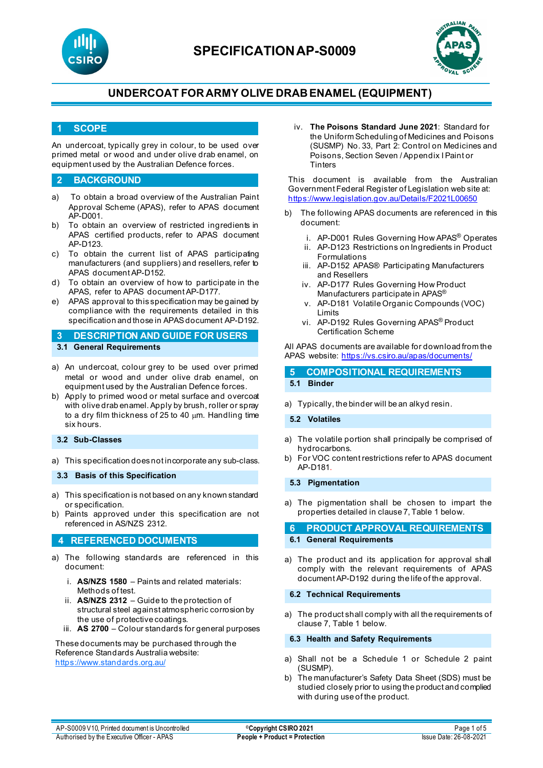# SPECIFICATION AP-S0009

## UNDERCOAT FOR ARMY OLIVE DRAB ENAMEL (EQUIPMENT)

## 1 SCOPE

An undercoat, typically grey in colour, to be used over primed metal or wood and under olive drab enamel, on equipment used by the Australian Defence forces.

## 2 BACKGROUND

a) To obtain a broad overview of the Australian Paint Approval Scheme (APAS), refer to APAS document AP-D001.
b) To obtain an overview of restricted ingredients in APAS certified products, refer to APAS document AP-D123.
c) To obtain the current list of APAS participating manufacturers (and suppliers) and resellers, refer to APAS document AP-D152.
d) To obtain an overview of how to participate in the APAS, refer to APAS document AP-D177.
e) APAS approval to this specification may be gained by compliance with the requirements detailed in this specification and those in APAS document AP-D192.

## 3 DESCRIPTION AND GUIDE FOR USERS

### 3.1 General Requirements

a) An undercoat, colour grey to be used over primed metal or wood and under olive drab enamel, on equipment used by the Australian Defence forces.
b) Apply to primed wood or metal surface and overcoat with olive drab enamel. Apply by brush, roller or spray to a dry film thickness of 25 to 40 µm. Handling time six hours.

### 3.2 Sub-Classes

a) This specification does not incorporate any sub-class.

### 3.3 Basis of this Specification

a) This specification is not based on any known standard or specification.
b) Paints approved under this specification are not referenced in AS/NZS 2312.

## 4 REFERENCED DOCUMENTS

a) The following standards are referenced in this document:

   i. **AS/NZS 1580** – Paints and related materials: Methods of test.
   ii. **AS/NZS 2312** – Guide to the protection of structural steel against atmospheric corrosion by the use of protective coatings.
   iii. **AS 2700** – Colour standards for general purposes
   iv. **The Poisons Standard June 2021**: Standard for the Uniform Scheduling of Medicines and Poisons (SUSMP) No. 33, Part 2: Control on Medicines and Poisons, Section Seven / Appendix I Paint or Tinters

These documents may be purchased through the Reference Standards Australia website: https://www.standards.org.au/

This document is available from the Australian Government Federal Register of Legislation web site at: https://www.legislation.gov.au/Details/F2021L00650

b) The following APAS documents are referenced in this document:

   i. AP-D001 Rules Governing How APAS® Operates
   ii. AP-D123 Restrictions on Ingredients in Product Formulations
   iii. AP-D152 APAS® Participating Manufacturers and Resellers
   iv. AP-D177 Rules Governing How Product Manufacturers participate in APAS®
   v. AP-D181 Volatile Organic Compounds (VOC) Limits
   vi. AP-D192 Rules Governing APAS® Product Certification Scheme

All APAS documents are available for download from the APAS website: https://vs.csiro.au/apas/documents/

## 5 COMPOSITIONAL REQUIREMENTS

### 5.1 Binder

a) Typically, the binder will be an alkyd resin.

### 5.2 Volatiles

a) The volatile portion shall principally be comprised of hydrocarbons.
b) For VOC content restrictions refer to APAS document AP-D181.

### 5.3 Pigmentation

a) The pigmentation shall be chosen to impart the properties detailed in clause 7, Table 1 below.

## 6 PRODUCT APPROVAL REQUIREMENTS

### 6.1 General Requirements

a) The product and its application for approval shall comply with the relevant requirements of APAS document AP-D192 during the life of the approval.

### 6.2 Technical Requirements

a) The product shall comply with all the requirements of clause 7, Table 1 below.

### 6.3 Health and Safety Requirements

a) Shall not be a Schedule 1 or Schedule 2 paint (SUSMP).
b) The manufacturer's Safety Data Sheet (SDS) must be studied closely prior to using the product and complied with during use of the product.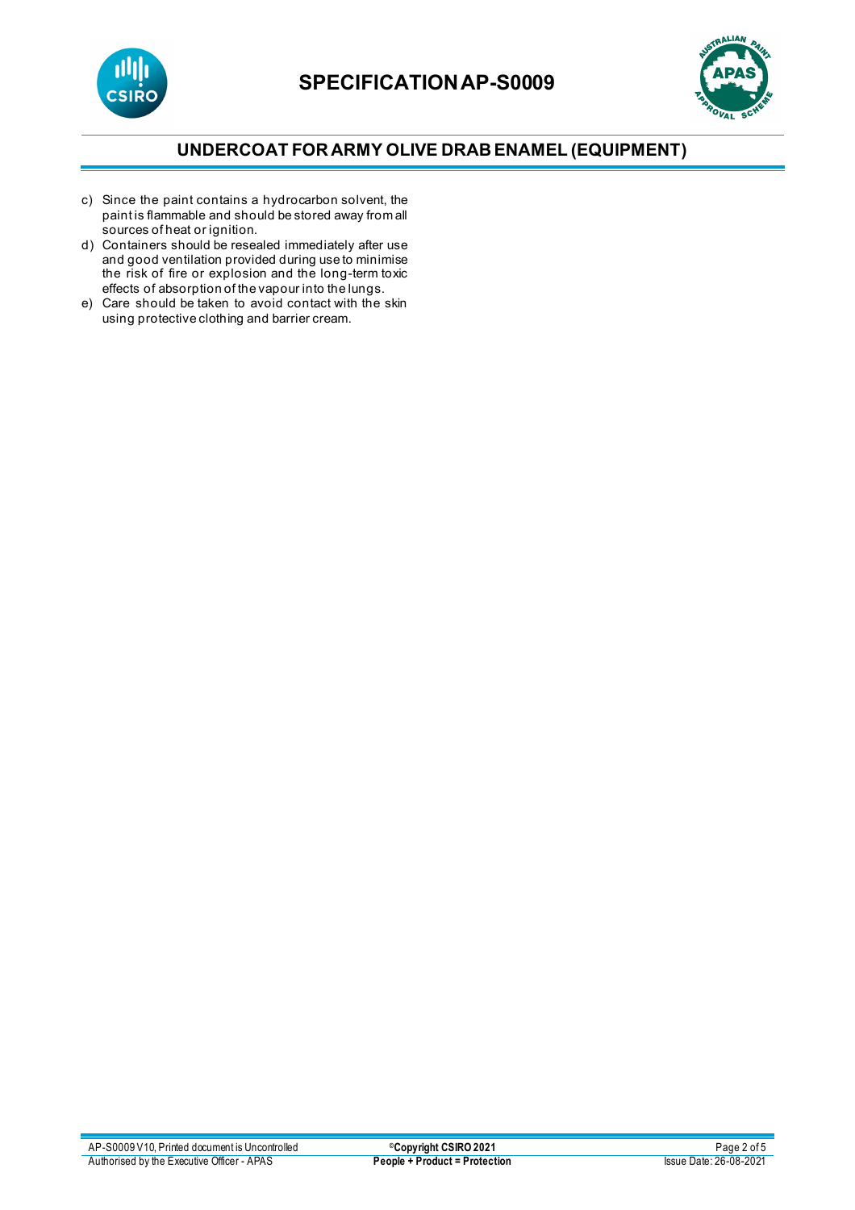c) Since the paint contains a hydrocarbon solvent, the paint is flammable and should be stored away from all sources of heat or ignition.
d) Containers should be resealed immediately after use and good ventilation provided during use to minimise the risk of fire or explosion and the long-term toxic effects of absorption of the vapour into the lungs.
e) Care should be taken to avoid contact with the skin using protective clothing and barrier cream.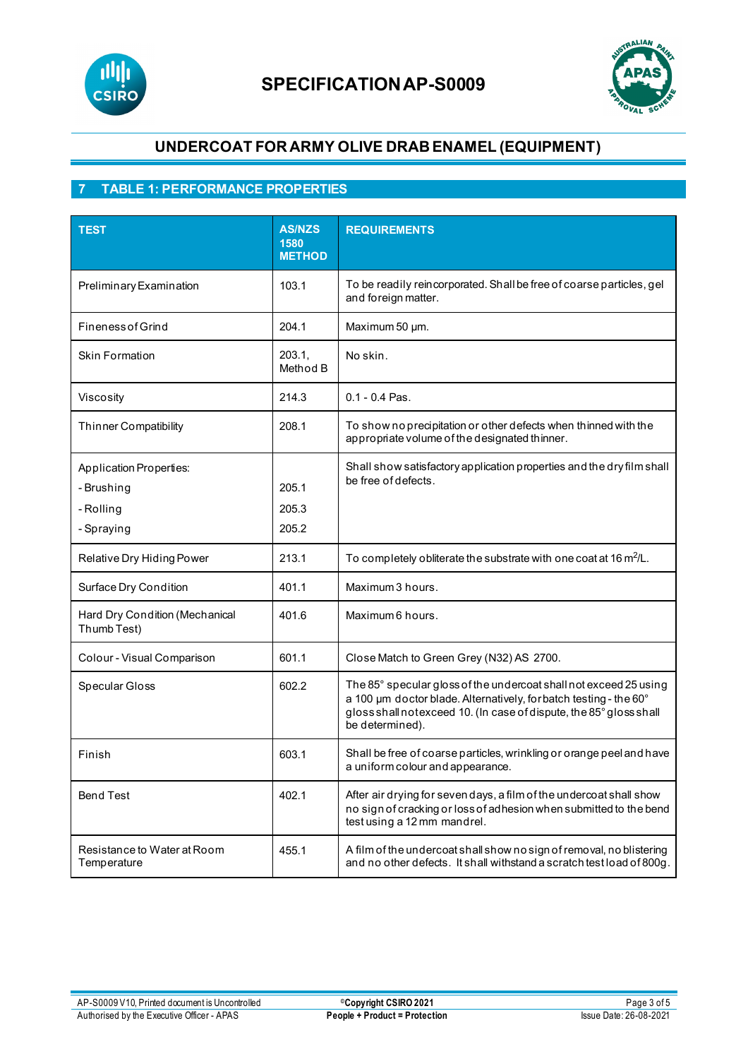# SPECIFICATION AP-S0009

## UNDERCOAT FOR ARMY OLIVE DRAB ENAMEL (EQUIPMENT)

## 7 TABLE 1: PERFORMANCE PROPERTIES

| TEST | AS/NZS 1580 METHOD | REQUIREMENTS |
|---|---|---|
| Preliminary Examination | 103.1 | To be readily reincorporated. Shall be free of coarse particles, gel and foreign matter. |
| Fineness of Grind | 204.1 | Maximum 50 µm. |
| Skin Formation | 203.1, Method B | No skin. |
| Viscosity | 214.3 | 0.1 - 0.4 Pas. |
| Thinner Compatibility | 208.1 | To show no precipitation or other defects when thinned with the appropriate volume of the designated thinner. |
| Application Properties:<br>- Brushing<br>- Rolling<br>- Spraying | <br>205.1<br>205.3<br>205.2 | Shall show satisfactory application properties and the dry film shall be free of defects. |
| Relative Dry Hiding Power | 213.1 | To completely obliterate the substrate with one coat at 16 $m^2$/L. |
| Surface Dry Condition | 401.1 | Maximum 3 hours. |
| Hard Dry Condition (Mechanical Thumb Test) | 401.6 | Maximum 6 hours. |
| Colour - Visual Comparison | 601.1 | Close Match to Green Grey (N32) AS 2700. |
| Specular Gloss | 602.2 | The 85° specular gloss of the undercoat shall not exceed 25 using a 100 µm doctor blade. Alternatively, for batch testing - the 60° gloss shall not exceed 10. (In case of dispute, the 85° gloss shall be determined). |
| Finish | 603.1 | Shall be free of coarse particles, wrinkling or orange peel and have a uniform colour and appearance. |
| Bend Test | 402.1 | After air drying for seven days, a film of the undercoat shall show no sign of cracking or loss of adhesion when submitted to the bend test using a 12 mm mandrel. |
| Resistance to Water at Room Temperature | 455.1 | A film of the undercoat shall show no sign of removal, no blistering and no other defects. It shall withstand a scratch test load of 800g. |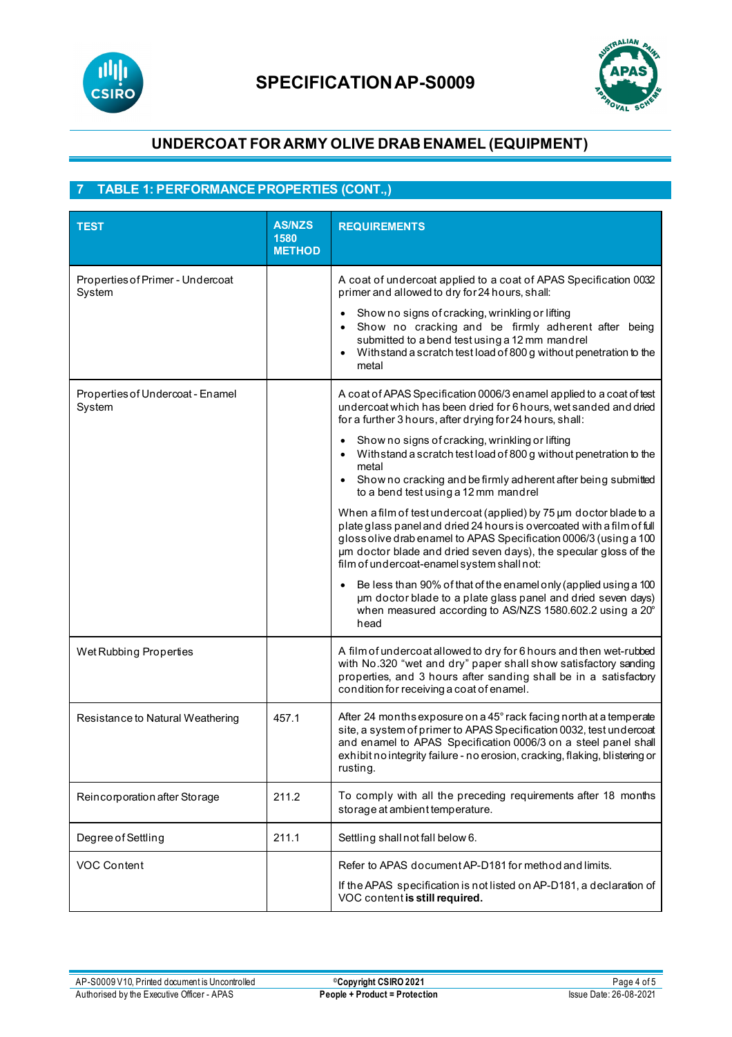# SPECIFICATION AP-S0009

## UNDERCOAT FOR ARMY OLIVE DRAB ENAMEL (EQUIPMENT)

## 7 TABLE 1: PERFORMANCE PROPERTIES (CONT.,)

| TEST | AS/NZS 1580 METHOD | REQUIREMENTS |
|---|---|---|
| Properties of Primer - Undercoat System | | A coat of undercoat applied to a coat of APAS Specification 0032 primer and allowed to dry for 24 hours, shall:<br>• Show no signs of cracking, wrinkling or lifting<br>• Show no cracking and be firmly adherent after being submitted to a bend test using a 12 mm mandrel<br>• Withstand a scratch test load of 800 g without penetration to the metal |
| Properties of Undercoat - Enamel System | | A coat of APAS Specification 0006/3 enamel applied to a coat of test undercoat which has been dried for 6 hours, wet sanded and dried for a further 3 hours, after drying for 24 hours, shall:<br>• Show no signs of cracking, wrinkling or lifting<br>• Withstand a scratch test load of 800 g without penetration to the metal<br>• Show no cracking and be firmly adherent after being submitted to a bend test using a 12 mm mandrel<br><br>When a film of test undercoat (applied) by 75 µm doctor blade to a plate glass panel and dried 24 hours is overcoated with a film of full gloss olive drab enamel to APAS Specification 0006/3 (using a 100 µm doctor blade and dried seven days), the specular gloss of the film of undercoat-enamel system shall not:<br>• Be less than 90% of that of the enamel only (applied using a 100 µm doctor blade to a plate glass panel and dried seven days) when measured according to AS/NZS 1580.602.2 using a 20° head |
| Wet Rubbing Properties | | A film of undercoat allowed to dry for 6 hours and then wet-rubbed with No.320 "wet and dry" paper shall show satisfactory sanding properties, and 3 hours after sanding shall be in a satisfactory condition for receiving a coat of enamel. |
| Resistance to Natural Weathering | 457.1 | After 24 months exposure on a 45° rack facing north at a temperate site, a system of primer to APAS Specification 0032, test undercoat and enamel to APAS Specification 0006/3 on a steel panel shall exhibit no integrity failure - no erosion, cracking, flaking, blistering or rusting. |
| Reincorporation after Storage | 211.2 | To comply with all the preceding requirements after 18 months storage at ambient temperature. |
| Degree of Settling | 211.1 | Settling shall not fall below 6. |
| VOC Content | | Refer to APAS document AP-D181 for method and limits.<br><br>If the APAS specification is not listed on AP-D181, a declaration of VOC content **is still required.** |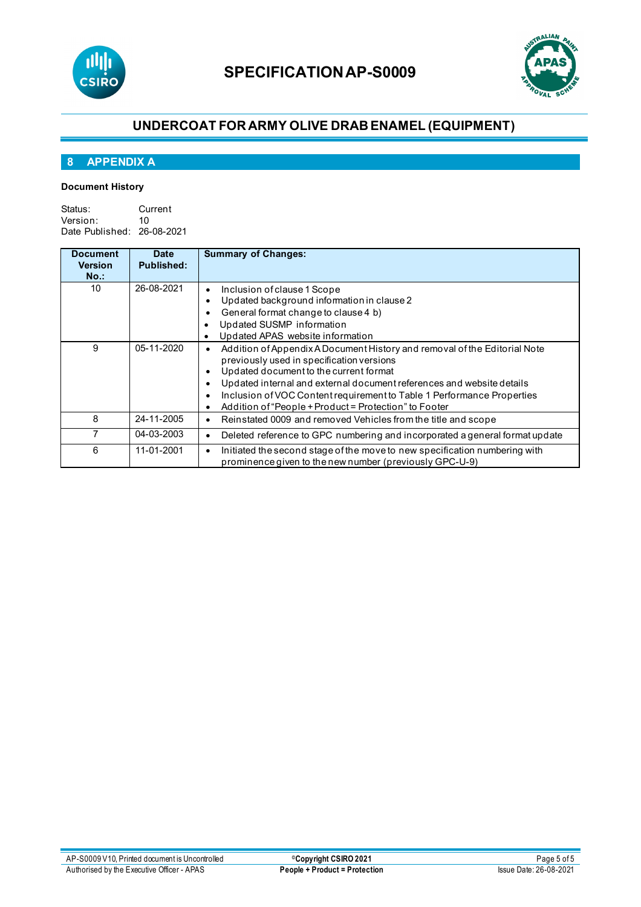## 8 APPENDIX A

**Document History**

Status: Current
Version: 10
Date Published: 26-08-2021

| Document Version No.: | Date Published: | Summary of Changes: |
|---|---|---|
| 10 | 26-08-2021 | • Inclusion of clause 1 Scope<br>• Updated background information in clause 2<br>• General format change to clause 4 b)<br>• Updated SUSMP information<br>• Updated APAS website information |
| 9 | 05-11-2020 | • Addition of Appendix A Document History and removal of the Editorial Note previously used in specification versions<br>• Updated document to the current format<br>• Updated internal and external document references and website details<br>• Inclusion of VOC Content requirement to Table 1 Performance Properties<br>• Addition of "People + Product = Protection" to Footer |
| 8 | 24-11-2005 | • Reinstated 0009 and removed Vehicles from the title and scope |
| 7 | 04-03-2003 | • Deleted reference to GPC numbering and incorporated a general format update |
| 6 | 11-01-2001 | • Initiated the second stage of the move to new specification numbering with prominence given to the new number (previously GPC-U-9) |